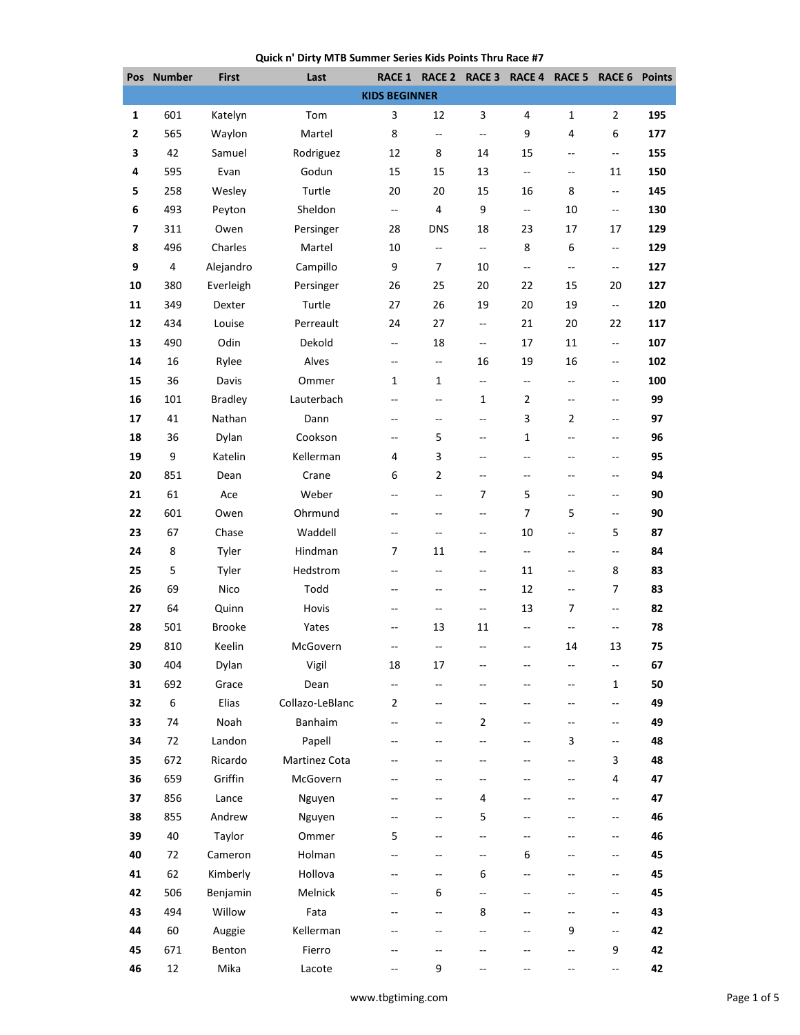**Quick n' Dirty MTB Summer Series Kids Points Thru Race #7**

| Pos | Number | First | Last | RACE 1 | RACE 2 | RACE 3 | RACE 4 | RACE 5 | RACE 6 | Points |
|---|---|---|---|---|---|---|---|---|---|---|
| | | | **KIDS BEGINNER** | | | | | | | |
| **1** | 601 | Katelyn | Tom | 3 | 12 | 3 | 4 | 1 | 2 | **195** |
| **2** | 565 | Waylon | Martel | 8 | -- | -- | 9 | 4 | 6 | **177** |
| **3** | 42 | Samuel | Rodriguez | 12 | 8 | 14 | 15 | -- | -- | **155** |
| **4** | 595 | Evan | Godun | 15 | 15 | 13 | -- | -- | 11 | **150** |
| **5** | 258 | Wesley | Turtle | 20 | 20 | 15 | 16 | 8 | -- | **145** |
| **6** | 493 | Peyton | Sheldon | -- | 4 | 9 | -- | 10 | -- | **130** |
| **7** | 311 | Owen | Persinger | 28 | DNS | 18 | 23 | 17 | 17 | **129** |
| **8** | 496 | Charles | Martel | 10 | -- | -- | 8 | 6 | -- | **129** |
| **9** | 4 | Alejandro | Campillo | 9 | 7 | 10 | -- | -- | -- | **127** |
| **10** | 380 | Everleigh | Persinger | 26 | 25 | 20 | 22 | 15 | 20 | **127** |
| **11** | 349 | Dexter | Turtle | 27 | 26 | 19 | 20 | 19 | -- | **120** |
| **12** | 434 | Louise | Perreault | 24 | 27 | -- | 21 | 20 | 22 | **117** |
| **13** | 490 | Odin | Dekold | -- | 18 | -- | 17 | 11 | -- | **107** |
| **14** | 16 | Rylee | Alves | -- | -- | 16 | 19 | 16 | -- | **102** |
| **15** | 36 | Davis | Ommer | 1 | 1 | -- | -- | -- | -- | **100** |
| **16** | 101 | Bradley | Lauterbach | -- | -- | 1 | 2 | -- | -- | **99** |
| **17** | 41 | Nathan | Dann | -- | -- | -- | 3 | 2 | -- | **97** |
| **18** | 36 | Dylan | Cookson | -- | 5 | -- | 1 | -- | -- | **96** |
| **19** | 9 | Katelin | Kellerman | 4 | 3 | -- | -- | -- | -- | **95** |
| **20** | 851 | Dean | Crane | 6 | 2 | -- | -- | -- | -- | **94** |
| **21** | 61 | Ace | Weber | -- | -- | 7 | 5 | -- | -- | **90** |
| **22** | 601 | Owen | Ohrmund | -- | -- | -- | 7 | 5 | -- | **90** |
| **23** | 67 | Chase | Waddell | -- | -- | -- | 10 | -- | 5 | **87** |
| **24** | 8 | Tyler | Hindman | 7 | 11 | -- | -- | -- | -- | **84** |
| **25** | 5 | Tyler | Hedstrom | -- | -- | -- | 11 | -- | 8 | **83** |
| **26** | 69 | Nico | Todd | -- | -- | -- | 12 | -- | 7 | **83** |
| **27** | 64 | Quinn | Hovis | -- | -- | -- | 13 | 7 | -- | **82** |
| **28** | 501 | Brooke | Yates | -- | 13 | 11 | -- | -- | -- | **78** |
| **29** | 810 | Keelin | McGovern | -- | -- | -- | -- | 14 | 13 | **75** |
| **30** | 404 | Dylan | Vigil | 18 | 17 | -- | -- | -- | -- | **67** |
| **31** | 692 | Grace | Dean | -- | -- | -- | -- | -- | 1 | **50** |
| **32** | 6 | Elias | Collazo-LeBlanc | 2 | -- | -- | -- | -- | -- | **49** |
| **33** | 74 | Noah | Banhaim | -- | -- | 2 | -- | -- | -- | **49** |
| **34** | 72 | Landon | Papell | -- | -- | -- | -- | 3 | -- | **48** |
| **35** | 672 | Ricardo | Martinez Cota | -- | -- | -- | -- | -- | 3 | **48** |
| **36** | 659 | Griffin | McGovern | -- | -- | -- | -- | -- | 4 | **47** |
| **37** | 856 | Lance | Nguyen | -- | -- | 4 | -- | -- | -- | **47** |
| **38** | 855 | Andrew | Nguyen | -- | -- | 5 | -- | -- | -- | **46** |
| **39** | 40 | Taylor | Ommer | 5 | -- | -- | -- | -- | -- | **46** |
| **40** | 72 | Cameron | Holman | -- | -- | -- | 6 | -- | -- | **45** |
| **41** | 62 | Kimberly | Hollova | -- | -- | 6 | -- | -- | -- | **45** |
| **42** | 506 | Benjamin | Melnick | -- | 6 | -- | -- | -- | -- | **45** |
| **43** | 494 | Willow | Fata | -- | -- | 8 | -- | -- | -- | **43** |
| **44** | 60 | Auggie | Kellerman | -- | -- | -- | -- | 9 | -- | **42** |
| **45** | 671 | Benton | Fierro | -- | -- | -- | -- | -- | 9 | **42** |
| **46** | 12 | Mika | Lacote | -- | 9 | -- | -- | -- | -- | **42** |

www.tbgtiming.com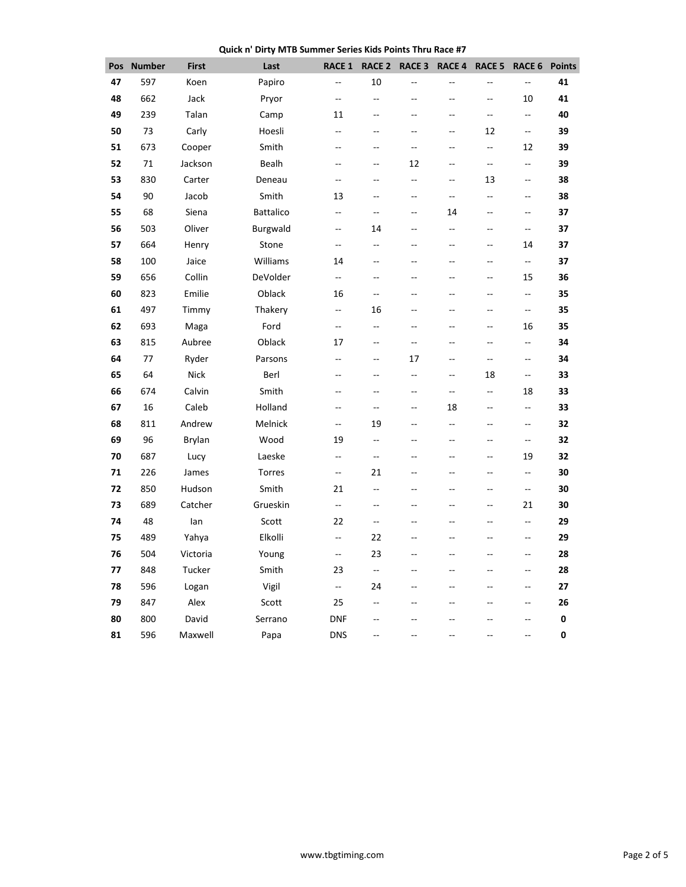**Quick n' Dirty MTB Summer Series Kids Points Thru Race #7**

| Pos | Number | First | Last | RACE 1 | RACE 2 | RACE 3 | RACE 4 | RACE 5 | RACE 6 | Points |
|---|---|---|---|---|---|---|---|---|---|---|
| **47** | 597 | Koen | Papiro | -- | 10 | -- | -- | -- | -- | **41** |
| **48** | 662 | Jack | Pryor | -- | -- | -- | -- | -- | 10 | **41** |
| **49** | 239 | Talan | Camp | 11 | -- | -- | -- | -- | -- | **40** |
| **50** | 73 | Carly | Hoesli | -- | -- | -- | -- | 12 | -- | **39** |
| **51** | 673 | Cooper | Smith | -- | -- | -- | -- | -- | 12 | **39** |
| **52** | 71 | Jackson | Bealh | -- | -- | 12 | -- | -- | -- | **39** |
| **53** | 830 | Carter | Deneau | -- | -- | -- | -- | 13 | -- | **38** |
| **54** | 90 | Jacob | Smith | 13 | -- | -- | -- | -- | -- | **38** |
| **55** | 68 | Siena | Battalico | -- | -- | -- | 14 | -- | -- | **37** |
| **56** | 503 | Oliver | Burgwald | -- | 14 | -- | -- | -- | -- | **37** |
| **57** | 664 | Henry | Stone | -- | -- | -- | -- | -- | 14 | **37** |
| **58** | 100 | Jaice | Williams | 14 | -- | -- | -- | -- | -- | **37** |
| **59** | 656 | Collin | DeVolder | -- | -- | -- | -- | -- | 15 | **36** |
| **60** | 823 | Emilie | Oblack | 16 | -- | -- | -- | -- | -- | **35** |
| **61** | 497 | Timmy | Thakery | -- | 16 | -- | -- | -- | -- | **35** |
| **62** | 693 | Maga | Ford | -- | -- | -- | -- | -- | 16 | **35** |
| **63** | 815 | Aubree | Oblack | 17 | -- | -- | -- | -- | -- | **34** |
| **64** | 77 | Ryder | Parsons | -- | -- | 17 | -- | -- | -- | **34** |
| **65** | 64 | Nick | Berl | -- | -- | -- | -- | 18 | -- | **33** |
| **66** | 674 | Calvin | Smith | -- | -- | -- | -- | -- | 18 | **33** |
| **67** | 16 | Caleb | Holland | -- | -- | -- | 18 | -- | -- | **33** |
| **68** | 811 | Andrew | Melnick | -- | 19 | -- | -- | -- | -- | **32** |
| **69** | 96 | Brylan | Wood | 19 | -- | -- | -- | -- | -- | **32** |
| **70** | 687 | Lucy | Laeske | -- | -- | -- | -- | -- | 19 | **32** |
| **71** | 226 | James | Torres | -- | 21 | -- | -- | -- | -- | **30** |
| **72** | 850 | Hudson | Smith | 21 | -- | -- | -- | -- | -- | **30** |
| **73** | 689 | Catcher | Grueskin | -- | -- | -- | -- | -- | 21 | **30** |
| **74** | 48 | Ian | Scott | 22 | -- | -- | -- | -- | -- | **29** |
| **75** | 489 | Yahya | Elkolli | -- | 22 | -- | -- | -- | -- | **29** |
| **76** | 504 | Victoria | Young | -- | 23 | -- | -- | -- | -- | **28** |
| **77** | 848 | Tucker | Smith | 23 | -- | -- | -- | -- | -- | **28** |
| **78** | 596 | Logan | Vigil | -- | 24 | -- | -- | -- | -- | **27** |
| **79** | 847 | Alex | Scott | 25 | -- | -- | -- | -- | -- | **26** |
| **80** | 800 | David | Serrano | DNF | -- | -- | -- | -- | -- | **0** |
| **81** | 596 | Maxwell | Papa | DNS | -- | -- | -- | -- | -- | **0** |

www.tbgtiming.com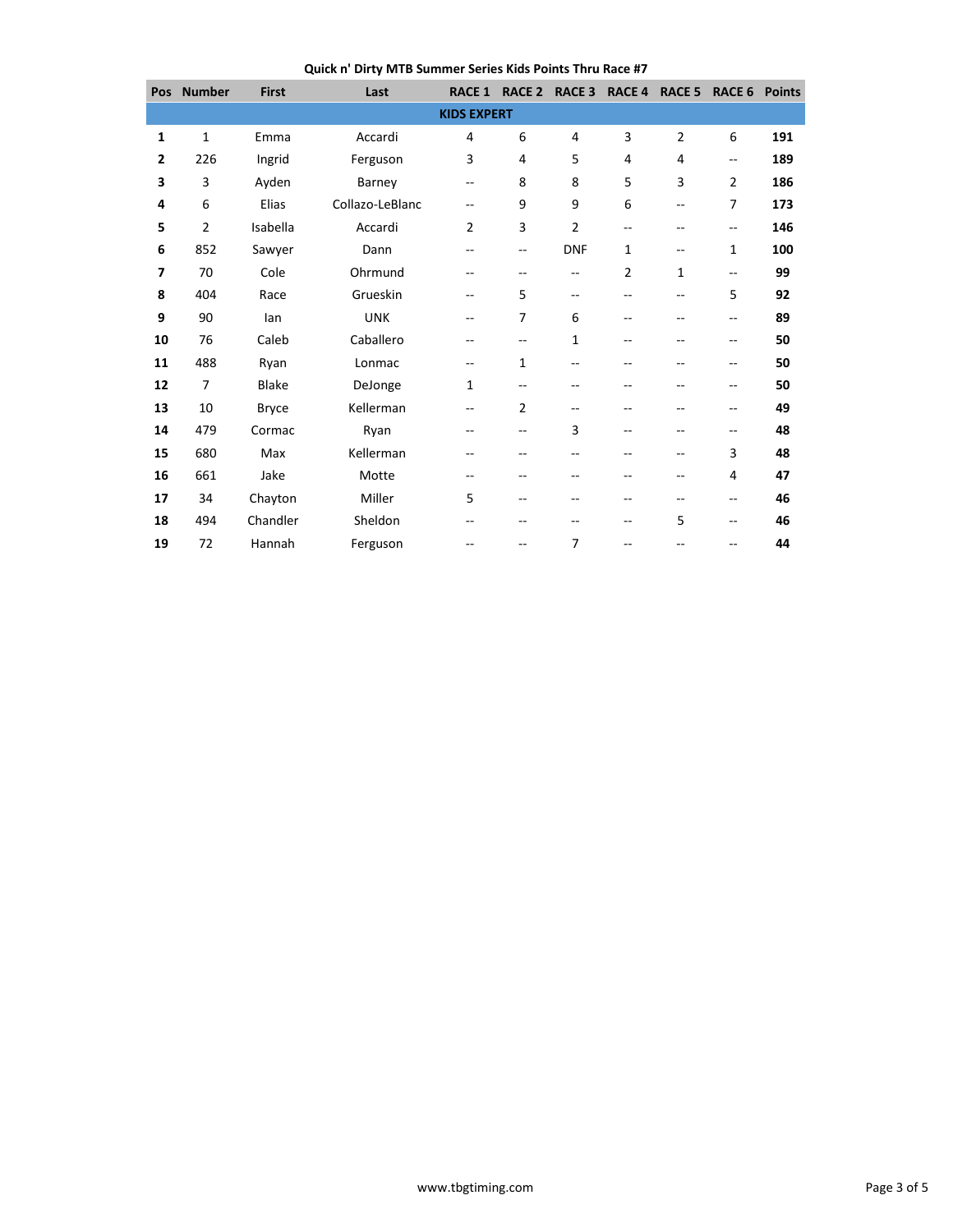**Quick n' Dirty MTB Summer Series Kids Points Thru Race #7**

| Pos | Number | First | Last | RACE 1 | RACE 2 | RACE 3 | RACE 4 | RACE 5 | RACE 6 | Points |
|---|---|---|---|---|---|---|---|---|---|---|
| | | | | **KIDS EXPERT** | | | | | | |
| **1** | 1 | Emma | Accardi | 4 | 6 | 4 | 3 | 2 | 6 | **191** |
| **2** | 226 | Ingrid | Ferguson | 3 | 4 | 5 | 4 | 4 | -- | **189** |
| **3** | 3 | Ayden | Barney | -- | 8 | 8 | 5 | 3 | 2 | **186** |
| **4** | 6 | Elias | Collazo-LeBlanc | -- | 9 | 9 | 6 | -- | 7 | **173** |
| **5** | 2 | Isabella | Accardi | 2 | 3 | 2 | -- | -- | -- | **146** |
| **6** | 852 | Sawyer | Dann | -- | -- | DNF | 1 | -- | 1 | **100** |
| **7** | 70 | Cole | Ohrmund | -- | -- | -- | 2 | 1 | -- | **99** |
| **8** | 404 | Race | Grueskin | -- | 5 | -- | -- | -- | 5 | **92** |
| **9** | 90 | Ian | UNK | -- | 7 | 6 | -- | -- | -- | **89** |
| **10** | 76 | Caleb | Caballero | -- | -- | 1 | -- | -- | -- | **50** |
| **11** | 488 | Ryan | Lonmac | -- | 1 | -- | -- | -- | -- | **50** |
| **12** | 7 | Blake | DeJonge | 1 | -- | -- | -- | -- | -- | **50** |
| **13** | 10 | Bryce | Kellerman | -- | 2 | -- | -- | -- | -- | **49** |
| **14** | 479 | Cormac | Ryan | -- | -- | 3 | -- | -- | -- | **48** |
| **15** | 680 | Max | Kellerman | -- | -- | -- | -- | -- | 3 | **48** |
| **16** | 661 | Jake | Motte | -- | -- | -- | -- | -- | 4 | **47** |
| **17** | 34 | Chayton | Miller | 5 | -- | -- | -- | -- | -- | **46** |
| **18** | 494 | Chandler | Sheldon | -- | -- | -- | -- | 5 | -- | **46** |
| **19** | 72 | Hannah | Ferguson | -- | -- | 7 | -- | -- | -- | **44** |

www.tbgtiming.com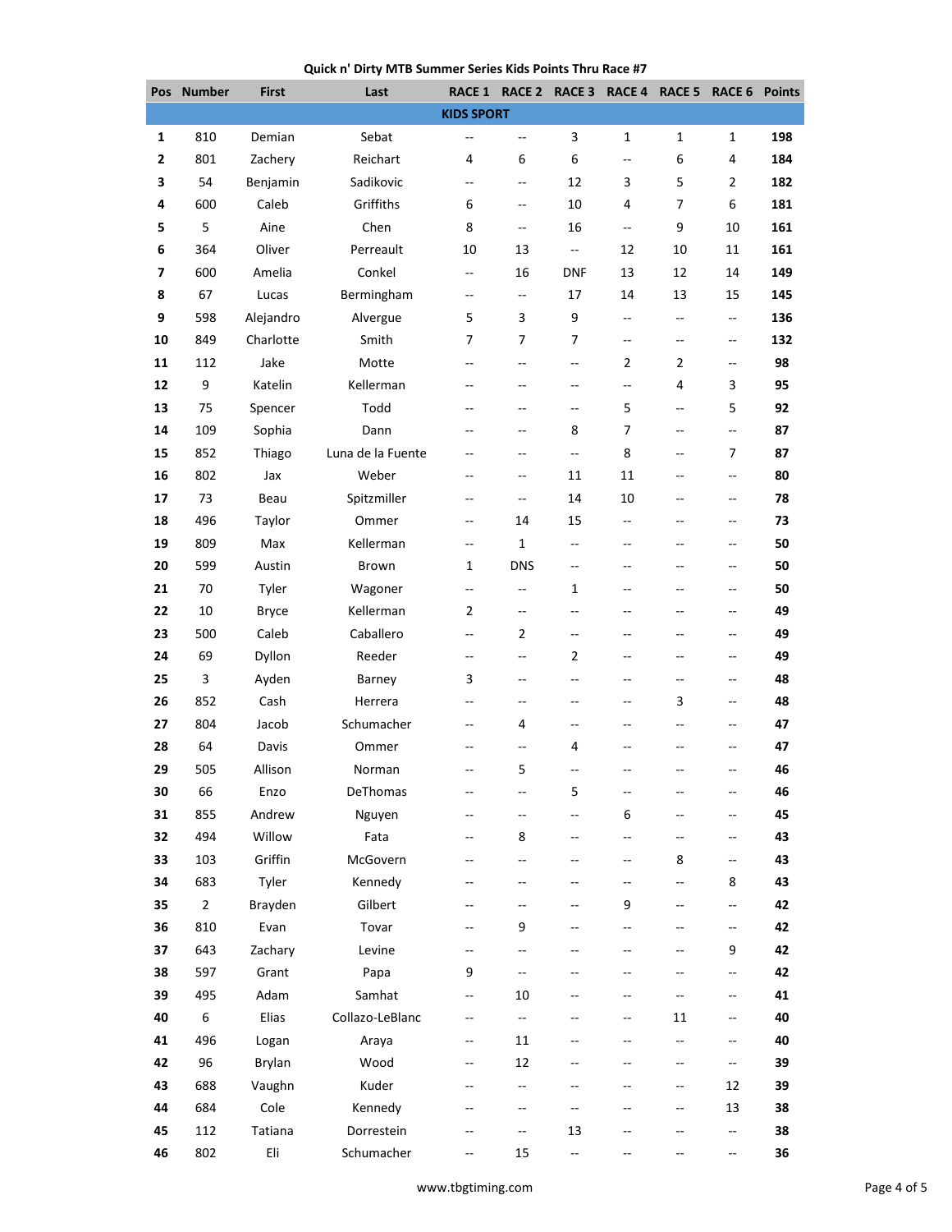**Quick n' Dirty MTB Summer Series Kids Points Thru Race #7**

| Pos | Number | First | Last | RACE 1 | RACE 2 | RACE 3 | RACE 4 | RACE 5 | RACE 6 | Points |
|---|---|---|---|---|---|---|---|---|---|---|
| | | | **KIDS SPORT** | | | | | | | |
| **1** | 810 | Demian | Sebat | -- | -- | 3 | 1 | 1 | 1 | **198** |
| **2** | 801 | Zachery | Reichart | 4 | 6 | 6 | -- | 6 | 4 | **184** |
| **3** | 54 | Benjamin | Sadikovic | -- | -- | 12 | 3 | 5 | 2 | **182** |
| **4** | 600 | Caleb | Griffiths | 6 | -- | 10 | 4 | 7 | 6 | **181** |
| **5** | 5 | Aine | Chen | 8 | -- | 16 | -- | 9 | 10 | **161** |
| **6** | 364 | Oliver | Perreault | 10 | 13 | -- | 12 | 10 | 11 | **161** |
| **7** | 600 | Amelia | Conkel | -- | 16 | DNF | 13 | 12 | 14 | **149** |
| **8** | 67 | Lucas | Bermingham | -- | -- | 17 | 14 | 13 | 15 | **145** |
| **9** | 598 | Alejandro | Alvergue | 5 | 3 | 9 | -- | -- | -- | **136** |
| **10** | 849 | Charlotte | Smith | 7 | 7 | 7 | -- | -- | -- | **132** |
| **11** | 112 | Jake | Motte | -- | -- | -- | 2 | 2 | -- | **98** |
| **12** | 9 | Katelin | Kellerman | -- | -- | -- | -- | 4 | 3 | **95** |
| **13** | 75 | Spencer | Todd | -- | -- | -- | 5 | -- | 5 | **92** |
| **14** | 109 | Sophia | Dann | -- | -- | 8 | 7 | -- | -- | **87** |
| **15** | 852 | Thiago | Luna de la Fuente | -- | -- | -- | 8 | -- | 7 | **87** |
| **16** | 802 | Jax | Weber | -- | -- | 11 | 11 | -- | -- | **80** |
| **17** | 73 | Beau | Spitzmiller | -- | -- | 14 | 10 | -- | -- | **78** |
| **18** | 496 | Taylor | Ommer | -- | 14 | 15 | -- | -- | -- | **73** |
| **19** | 809 | Max | Kellerman | -- | 1 | -- | -- | -- | -- | **50** |
| **20** | 599 | Austin | Brown | 1 | DNS | -- | -- | -- | -- | **50** |
| **21** | 70 | Tyler | Wagoner | -- | -- | 1 | -- | -- | -- | **50** |
| **22** | 10 | Bryce | Kellerman | 2 | -- | -- | -- | -- | -- | **49** |
| **23** | 500 | Caleb | Caballero | -- | 2 | -- | -- | -- | -- | **49** |
| **24** | 69 | Dyllon | Reeder | -- | -- | 2 | -- | -- | -- | **49** |
| **25** | 3 | Ayden | Barney | 3 | -- | -- | -- | -- | -- | **48** |
| **26** | 852 | Cash | Herrera | -- | -- | -- | -- | 3 | -- | **48** |
| **27** | 804 | Jacob | Schumacher | -- | 4 | -- | -- | -- | -- | **47** |
| **28** | 64 | Davis | Ommer | -- | -- | 4 | -- | -- | -- | **47** |
| **29** | 505 | Allison | Norman | -- | 5 | -- | -- | -- | -- | **46** |
| **30** | 66 | Enzo | DeThomas | -- | -- | 5 | -- | -- | -- | **46** |
| **31** | 855 | Andrew | Nguyen | -- | -- | -- | 6 | -- | -- | **45** |
| **32** | 494 | Willow | Fata | -- | 8 | -- | -- | -- | -- | **43** |
| **33** | 103 | Griffin | McGovern | -- | -- | -- | -- | 8 | -- | **43** |
| **34** | 683 | Tyler | Kennedy | -- | -- | -- | -- | -- | 8 | **43** |
| **35** | 2 | Brayden | Gilbert | -- | -- | -- | 9 | -- | -- | **42** |
| **36** | 810 | Evan | Tovar | -- | 9 | -- | -- | -- | -- | **42** |
| **37** | 643 | Zachary | Levine | -- | -- | -- | -- | -- | 9 | **42** |
| **38** | 597 | Grant | Papa | 9 | -- | -- | -- | -- | -- | **42** |
| **39** | 495 | Adam | Samhat | -- | 10 | -- | -- | -- | -- | **41** |
| **40** | 6 | Elias | Collazo-LeBlanc | -- | -- | -- | -- | 11 | -- | **40** |
| **41** | 496 | Logan | Araya | -- | 11 | -- | -- | -- | -- | **40** |
| **42** | 96 | Brylan | Wood | -- | 12 | -- | -- | -- | -- | **39** |
| **43** | 688 | Vaughn | Kuder | -- | -- | -- | -- | -- | 12 | **39** |
| **44** | 684 | Cole | Kennedy | -- | -- | -- | -- | -- | 13 | **38** |
| **45** | 112 | Tatiana | Dorrestein | -- | -- | 13 | -- | -- | -- | **38** |
| **46** | 802 | Eli | Schumacher | -- | 15 | -- | -- | -- | -- | **36** |

www.tbgtiming.com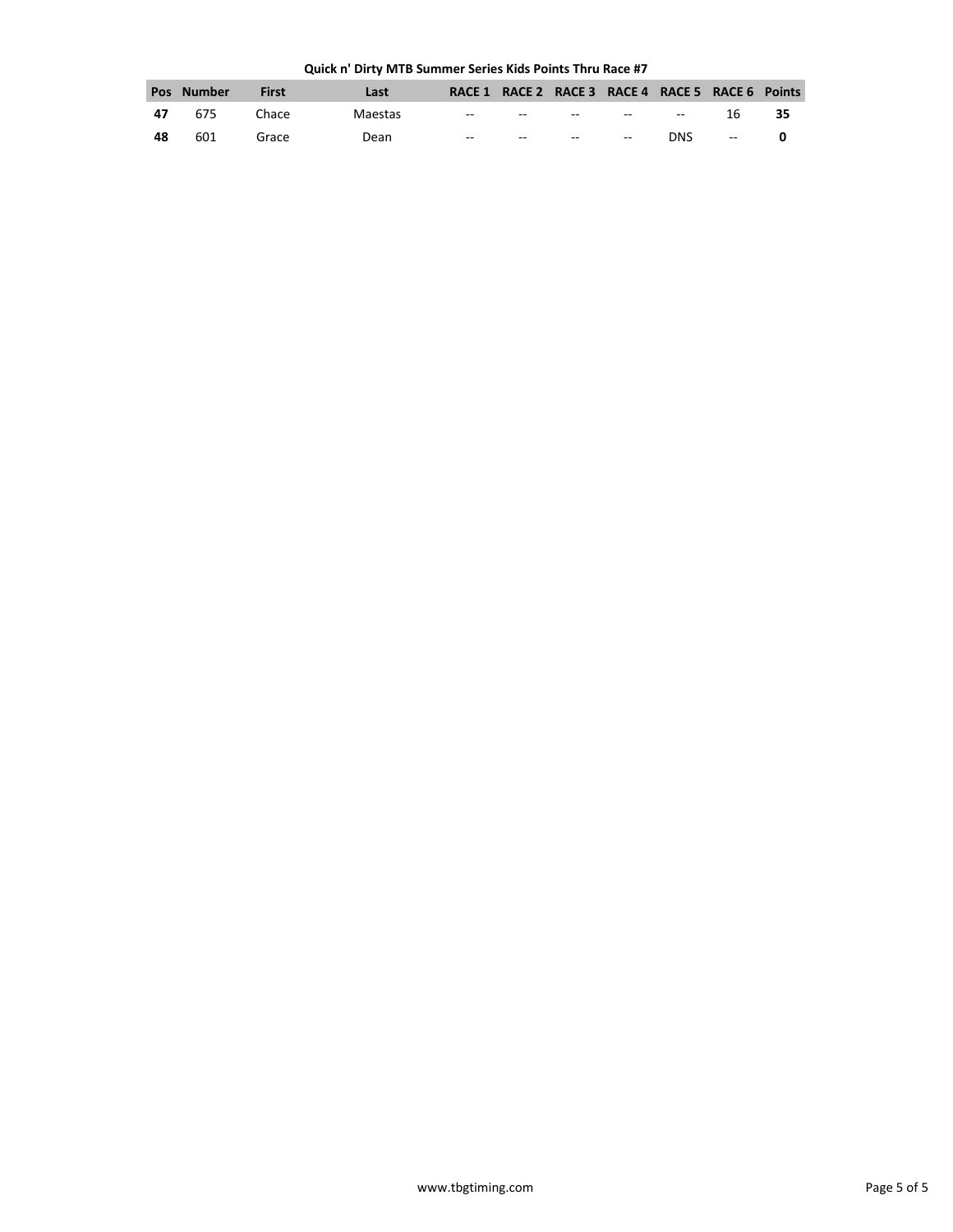**Quick n' Dirty MTB Summer Series Kids Points Thru Race #7**

| Pos | Number | First | Last | RACE 1 | RACE 2 | RACE 3 | RACE 4 | RACE 5 | RACE 6 | Points |
|---|---|---|---|---|---|---|---|---|---|---|
| **47** | 675 | Chace | Maestas | -- | -- | -- | -- | -- | 16 | **35** |
| **48** | 601 | Grace | Dean | -- | -- | -- | -- | DNS | -- | **0** |

www.tbgtiming.com